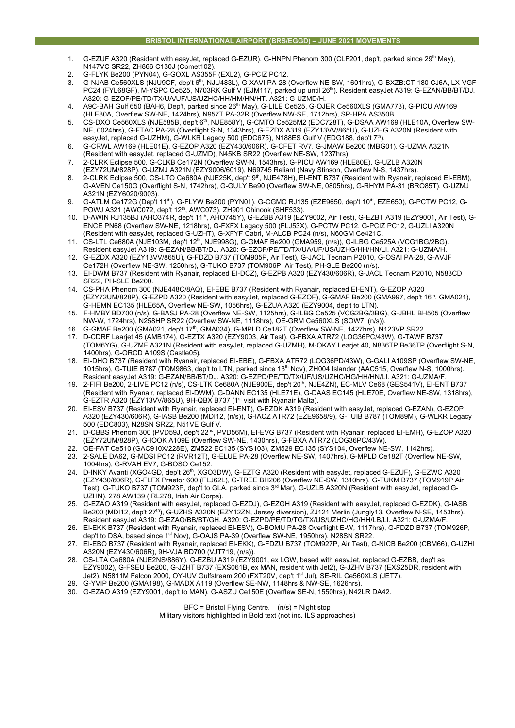## BRISTOL INTERNATIONAL AIRPORT (BRS/EGGD) – JUNE 2021 MOVEMENTS

1. G-EZUF A320 (Resident with easyJet, replaced G-EZUR), G-HNPN Phenom 300 (CLF201, dep't, parked since 29th May), N147VC SR22, ZH866 C130J (Comet102).
2. G-FLYK Be200 (PYN04), G-GOXL AS355F (EXL2), G-PCIZ PC12.
3. G-NJAB Ce560XLS (NJU9CF, dep't 6th, NJU483L), G-XAVI PA-28 (Overflew NE-SW, 1601hrs), G-BXZB:CT-180 CJ6A, LX-VGF PC24 (FYL68GF), M-YSPC Ce525, N703RK Gulf V (EJM117, parked up until 26th). Resident easyJet A319: G-EZAN/BB/BT/DJ. A320: G-EZOF/PE/TD/TX/UA/UF/US/UZHC/HH/HM/HN/HT. A321: G-UZMD/H.
4. A9C-BAH Gulf 650 (BAH6, Dep't, parked since 26th May), G-LILE Ce525, G-OJER Ce560XLS (GMA773), G-PICU AW169 (HLE80A, Overflew SW-NE, 1424hrs), N957T PA-32R (Overflew NW-SE, 1712hrs), SP-HPA AS350B.
5. CS-DXO Ce560XLS (NJE585B, dep't 6th, NJE858Y), G-CMTO Ce525M2 (EDC728T), G-DSAA AW169 (HLE10A, Overflew SW-NE, 0024hrs), G-FTAC PA-28 (Overflight S-N, 1343hrs), G-EZDX A319 (EZY13VV/865U), G-UZHG A320N (Resident with easyJet, replaced G-UZHM), G-WLKR Legacy 500 (EDC675), N188ES Gulf V (EDG188, dep't 7th).
6. G-CRWL AW169 (HLE01E), G-EZOP A320 (EZY430/606R), G-CFET RV7, G-JMAW Be200 (MBG01), G-UZMA A321N (Resident with easyJet, replaced G-UZMD), N45KB SR22 (Overflew NE-SW, 1237hrs).
7. 2-CLRK Eclipse 500, G-CLKB Ce172N (Overflew SW-N, 1543hrs), G-PICU AW169 (HLE80E), G-UZLB A320N (EZY72UM/828P), G-UZMJ A321N (EZY9006/6019), N69745 Reliant (Navy Stinson, Overflew N-S, 1437hrs).
8. 2-CLRK Eclipse 500, CS-LTO Ce680A (NJE25K, dep't 9th, NJE478H), EI-ENT B737 (Resident with Ryanair, replaced EI-EBM), G-AVEN Ce150G (Overflight S-N, 1742hrs), G-GULY Be90 (Overflew SW-NE, 0805hrs), G-RHYM PA-31 (BRO85T), G-UZMJ A321N (EZY6020/9003).
9. G-ATLM Ce172G (Dep't 11th), G-FLYW Be200 (PYN01), G-CGMC RJ135 (EZE9650, dep't 10th, EZE650), G-PCTW PC12, G-POWJ A321 (AWC072, dep't 12th, AWC073), ZH901 Chinook (SHF533).
10. D-AWIN RJ135BJ (AHO374R, dep't 11th, AHO745Y), G-EZBB A319 (EZY9002, Air Test), G-EZBT A319 (EZY9001, Air Test), G-ENCE PN68 (Overflew SW-NE, 1218hrs), G-FXFX Legacy 500 (FLJ53X), G-PCTW PC12, G-PCIZ PC12, G-UZLI A320N (Resident with easyJet, replaced G-UZHT), G-XFYF Cabri, M-ALCB PC24 (n/s), N60GM Ce421C.
11. CS-LTL Ce680A (NJE103M, dep't 12th, NJE998G), G-GMAF Be200 (GMA959, (n/s)), G-ILBG Ce525A (VCG1BG/2BG). Resident easyJet A319: G-EZAN/BB/BT/DJ. A320: G-EZOF/PE/TD/TX/UA/UF/US/UZHG/HH/HN/LI. A321: G-UZMA/H.
12. G-EZDX A320 (EZY13VV/865U), G-FDZD B737 (TOM905P, Air Test), G-JACL Tecnam P2010, G-OSAI PA-28, G-AVJF Ce172H (Overflew NE-SW, 1250hrs), G-TUKO B737 (TOM906P, Air Test), PH-SLE Be200 (n/s).
13. EI-DWM B737 (Resident with Ryanair, replaced EI-DCZ), G-EZPB A320 (EZY430/606R), G-JACL Tecnam P2010, N583CD SR22, PH-SLE Be200.
14. CS-PHA Phenom 300 (NJE448C/8AQ), EI-EBE B737 (Resident with Ryanair, replaced EI-ENT), G-EZOP A320 (EZY72UM/828P), G-EZPD A320 (Resident with easyJet, replaced G-EZOF), G-GMAF Be200 (GMA997, dep't 16th, GMA021), G-HEMN EC135 (HLE65A, Overflew NE-SW, 1056hrs), G-EZUA A320 (EZY9004, dep't to LTN).
15. F-HMBY BD700 (n/s), G-BASJ PA-28 (Overflew NE-SW, 1125hrs), G-ILBG Ce525 (VCG2BG/3BG), G-JBHL BH505 (Overflew NW-W, 1724hrs), N258HP SR22 (Overflew SW-NE, 1118hrs), OE-GRM Ce560XLS (SOW7, (n/s)).
16. G-GMAF Be200 (GMA021, dep't 17th, GMA034), G-MPLD Ce182T (Overflew SW-NE, 1427hrs), N123VP SR22.
17. D-CDRF Learjet 45 (AMB174), G-EZTX A320 (EZY9003, Air Test), G-FBXA ATR72 (LOG36PC/43W), G-TAWF B737 (TOM6YG), G-UZMF A321N (Resident with easyJet, replaced G-UZMH), M-OKAY Learjet 40, N836TP Be36TP (Overflight S-N, 1400hrs), G-ORCD A109S (Castle05).
18. EI-DHO B737 (Resident with Ryanair, replaced EI-EBE), G-FBXA ATR72 (LOG36PD/43W), G-GALI A109SP (Overflew SW-NE, 1015hrs), G-TUIE B787 (TOM9863, dep't to LTN, parked since 13th Nov), ZH004 Islander (AAC515, Overflew N-S, 1000hrs). Resident easyJet A319: G-EZAN/BB/BT/DJ. A320: G-EZPD/PE/TD/TX/UF/US/UZHC/HG/HH/HN/LI. A321: G-UZMA/F.
19. 2-FIFI Be200, 2-LIVE PC12 (n/s), CS-LTK Ce680A (NJE900E, dep't 20th, NJE4ZN), EC-MLV Ce68 (GES541V), EI-ENT B737 (Resident with Ryanair, replaced EI-DWM), G-DANN EC135 (HLE71E), G-DAAS EC145 (HLE70E, Overflew NE-SW, 1318hrs), G-EZTR A320 (EZY13VV/865U), 9H-QBX B737 (1st visit with Ryanair Malta).
20. EI-ESV B737 (Resident with Ryanair, replaced EI-ENT), G-EZDK A319 (Resident with easyJet, replaced G-EZAN), G-EZOP A320 (EZY430/606R), G-IASB Be200 (MDI12, (n/s)), G-IACZ ATR72 (EZE9658/9), G-TUIB B787 (TOM89M), G-WLKR Legacy 500 (EDC803), N28SN SR22, N51VE Gulf V.
21. D-CBBS Phenom 300 (PVD59J, dep't 22nd, PVD56M), EI-EVG B737 (Resident with Ryanair, replaced EI-EMH), G-EZOP A320 (EZY72UM/828P), G-IOOK A109E (Overflew SW-NE, 1430hrs), G-FBXA ATR72 (LOG36PC/43W).
22. OE-FAT Ce510 (GAC910X/228E), ZM522 EC135 (SYS103), ZM529 EC135 (SYS104, Overflew NE-SW, 1142hrs).
23. 2-SALE DA62, G-MDSI PC12 (RVR12T), G-ELUE PA-28 (Overflew NE-SW, 1407hrs), G-MPLD Ce182T (Overflew NE-SW, 1004hrs), G-RVAH EV7, G-BOSO Ce152.
24. D-INKY Avanti (XGO4GD, dep't 26th, XGO3DW), G-EZTG A320 (Resident with easyJet, replaced G-EZUF), G-EZWC A320 (EZY430/606R), G-FLFX Praetor 600 (FLJ62L), G-TREE BH206 (Overflew NE-SW, 1310hrs), G-TUKM B737 (TOM919P Air Test), G-TUKO B737 (TOM923P, dep't to GLA, parked since 3rd Mar), G-UZLB A320N (Resident with easyJet, replaced G-UZHN), 278 AW139 (IRL278, Irish Air Corps).
25. G-EZAO A319 (Resident with easyJet, replaced G-EZDJ), G-EZGH A319 (Resident with easyJet, replaced G-EZDK), G-IASB Be200 (MDI12, dep't 27th), G-UZHS A320N (EZY12ZN, Jersey diversion), ZJ121 Merlin (Jungly13, Overflew N-SE, 1453hrs). Resident easyJet A319: G-EZAO/BB/BT/GH. A320: G-EZPD/PE/TD/TG/TX/US/UZHC/HG/HH/LB/LI. A321: G-UZMA/F.
26. EI-EKK B737 (Resident with Ryanair, replaced EI-ESV), G-BOMU PA-28 Overflight E-W, 1117hrs), G-FDZD B737 (TOM926P, dep't to DSA, based since 1st Nov), G-OAJS PA-39 (Overflew SW-NE, 1950hrs), N28SN SR22.
27. EI-EBO B737 (Resident with Ryanair, replaced EI-EKK), G-FDZU B737 (TOM927P, Air Test), G-NICB Be200 (CBM66), G-UZHI A320N (EZY430/606R), 9H-VJA BD700 (VJT719, (n/s)).
28. CS-LTA Ce680A (NJE2NS/886Y), G-EZBU A319 (EZY9001, ex LGW, based with easyJet, replaced G-EZBB, dep't as EZY9002), G-FSEU Be200, G-JZHT B737 (EXS061B, ex MAN, resident with Jet2), G-JZHV B737 (EXS25DR, resident with Jet2), N5811M Falcon 2000, OY-IUV Gulfstream 200 (FXT20V, dep't 1st Jul), SE-RIL Ce560XLS (JET7).
29. G-YVIP Be200 (GMA198), G-MADX A119 (Overflew SE-NW, 1148hrs & NW-SE, 1626hrs).
30. G-EZAO A319 (EZY9001, dep't to MAN), G-ASZU Ce150E (Overflew SE-N, 1550hrs), N42LR DA42.

BFC = Bristol Flying Centre. (n/s) = Night stop
Military visitors highlighted in Bold text (not inc. ILS approaches)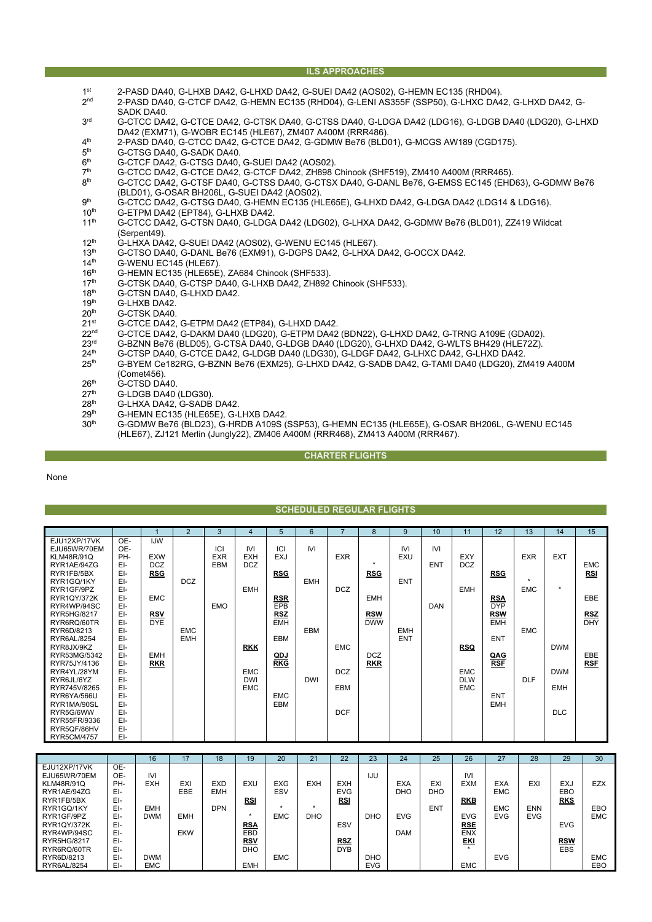## ILS APPROACHES

| | |
|---|---|
| 1st | 2-PASD DA40, G-LHXB DA42, G-LHXD DA42, G-SUEI DA42 (AOS02), G-HEMN EC135 (RHD04). |
| 2nd | 2-PASD DA40, G-CTCF DA42, G-HEMN EC135 (RHD04), G-LENI AS355F (SSP50), G-LHXC DA42, G-LHXD DA42, G-SADK DA40. |
| 3rd | G-CTCC DA42, G-CTCE DA42, G-CTSK DA40, G-CTSS DA40, G-LDGA DA42 (LDG16), G-LDGB DA40 (LDG20), G-LHXD DA42 (EXM71), G-WOBR EC145 (HLE67), ZM407 A400M (RRR486). |
| 4th | 2-PASD DA40, G-CTCC DA42, G-CTCE DA42, G-GDMW Be76 (BLD01), G-MCGS AW189 (CGD175). |
| 5th | G-CTSG DA40, G-SADK DA40. |
| 6th | G-CTCF DA42, G-CTSG DA40, G-SUEI DA42 (AOS02). |
| 7th | G-CTCC DA42, G-CTCE DA42, G-CTCF DA42, ZH898 Chinook (SHF519), ZM410 A400M (RRR465). |
| 8th | G-CTCC DA42, G-CTSF DA40, G-CTSS DA40, G-CTSX DA40, G-DANL Be76, G-EMSS EC145 (EHD63), G-GDMW Be76 (BLD01), G-OSAR BH206L, G-SUEI DA42 (AOS02). |
| 9th | G-CTCC DA42, G-CTSG DA40, G-HEMN EC135 (HLE65E), G-LHXD DA42, G-LDGA DA42 (LDG14 & LDG16). |
| 10th | G-ETPM DA42 (EPT84), G-LHXB DA42. |
| 11th | G-CTCC DA42, G-CTSN DA40, G-LDGA DA42 (LDG02), G-LHXA DA42, G-GDMW Be76 (BLD01), ZZ419 Wildcat (Serpent49). |
| 12th | G-LHXA DA42, G-SUEI DA42 (AOS02), G-WENU EC145 (HLE67). |
| 13th | G-CTSO DA40, G-DANL Be76 (EXM91), G-DGPS DA42, G-LHXA DA42, G-OCCX DA42. |
| 14th | G-WENU EC145 (HLE67). |
| 16th | G-HEMN EC135 (HLE65E), ZA684 Chinook (SHF533). |
| 17th | G-CTSK DA40, G-CTSP DA40, G-LHXB DA42, ZH892 Chinook (SHF533). |
| 18th | G-CTSN DA40, G-LHXD DA42. |
| 19th | G-LHXB DA42. |
| 20th | G-CTSK DA40. |
| 21st | G-CTCE DA42, G-ETPM DA42 (ETP84), G-LHXD DA42. |
| 22nd | G-CTCE DA42, G-DAKM DA40 (LDG20), G-ETPM DA42 (BDN22), G-LHXD DA42, G-TRNG A109E (GDA02). |
| 23rd | G-BZNN Be76 (BLD05), G-CTSA DA40, G-LDGB DA40 (LDG20), G-LHXD DA42, G-WLTS BH429 (HLE72Z). |
| 24th | G-CTSP DA40, G-CTCE DA42, G-LDGB DA40 (LDG30), G-LDGF DA42, G-LHXC DA42, G-LHXD DA42. |
| 25th | G-BYEM Ce182RG, G-BZNN Be76 (EXM25), G-LHXD DA42, G-SADB DA42, G-TAMI DA40 (LDG20), ZM419 A400M (Comet456). |
| 26th | G-CTSD DA40. |
| 27th | G-LDGB DA40 (LDG30). |
| 28th | G-LHXA DA42, G-SADB DA42. |
| 29th | G-HEMN EC135 (HLE65E), G-LHXB DA42. |
| 30th | G-GDMW Be76 (BLD23), G-HRDB A109S (SSP53), G-HEMN EC135 (HLE65E), G-OSAR BH206L, G-WENU EC145 (HLE67), ZJ121 Merlin (Jungly22), ZM406 A400M (RRR468), ZM413 A400M (RRR467). |

## CHARTER FLIGHTS

None

## SCHEDULED REGULAR FLIGHTS

| | | 1 | 2 | 3 | 4 | 5 | 6 | 7 | 8 | 9 | 10 | 11 | 12 | 13 | 14 | 15 |
|---|---|---|---|---|---|---|---|---|---|---|---|---|---|---|---|---|
| EJU12XP/17VK | OE- | IJW | | | | | | | | | | | | | | |
| EJU65WR/70EM | OE- | | | ICI | IVI | ICI | IVI | | | IVI | IVI | | | | | |
| KLM48R/91Q | PH- | EXW | | EXR | EXH | EXJ | | EXR | | EXU | | EXY | | EXR | EXT | |
| RYR1AE/94ZG | EI- | DCZ | | EBM | DCZ | | | | * | | ENT | DCZ | | | | EMC |
| RYR1FB/5BX | EI- | **RSG** | | | | **RSG** | | | **RSG** | | | | **RSG** | | | **RSI** |
| RYR1GQ/1KY | EI- | | DCZ | | | | EMH | | | ENT | | | | * | | |
| RYR1GF/9PZ | EI- | | | | EMH | | | DCZ | | | | EMH | | EMC | * | |
| RYR1QY/372K | EI- | EMC | | | | **RSR** | | | EMH | | | | **RSA** | | | EBE |
| RYR4WP/94SC | EI- | | | EMO | | EPB | | | | | DAN | | DYP | | | |
| RYR5HG/8217 | EI- | **RSV** | | | | **RSZ** | | | **RSW** | | | | **RSW** | | | **RSZ** |
| RYR6RQ/60TR | EI- | DYE | | | | EMH | | | DWW | | | | EMH | | | DHY |
| RYR6D/8213 | EI- | | EMC | | | | EBM | | | EMH | | | | EMC | | |
| RYR6AL/8254 | EI- | | EMH | | | EBM | | | | ENT | | | ENT | | | |
| RYR8JX/9KZ | EI- | | | | **RKK** | | | EMC | | | | **RSQ** | | | DWM | |
| RYR53MG/5342 | EI- | EMH | | | | **QDJ** | | | DCZ | | | | **QAG** | | | EBE |
| RYR75JY/4136 | EI- | **RKR** | | | | **RKG** | | | **RKR** | | | | **RSF** | | | **RSF** |
| RYR4YL/28YM | EI- | | | | EMC | | | DCZ | | | | EMC | | | DWM | |
| RYR6JL/6YZ | EI- | | | | DWI | | DWI | | | | | DLW | | DLF | | |
| RYR745V/8265 | EI- | | | | EMC | | | EBM | | | | EMC | | | EMH | |
| RYR6YA/566U | EI- | | | | | EMC | | | | | | | ENT | | | |
| RYR1MA/90SL | EI- | | | | | EBM | | | | | | | EMH | | | |
| RYR5G/6WW | EI- | | | | | | | DCF | | | | | | | DLC | |
| RYR55FR/9336 | EI- | | | | | | | | | | | | | | | |
| RYR5QF/86HV | EI- | | | | | | | | | | | | | | | |
| RYR5CM/4757 | EI- | | | | | | | | | | | | | | | |

| | | 16 | 17 | 18 | 19 | 20 | 21 | 22 | 23 | 24 | 25 | 26 | 27 | 28 | 29 | 30 |
|---|---|---|---|---|---|---|---|---|---|---|---|---|---|---|---|---|
| EJU12XP/17VK | OE- | | | | | | | | | | | | | | | |
| EJU65WR/70EM | OE- | IVI | | | | | | | IJU | | | IVI | | | | |
| KLM48R/91Q | PH- | EXH | EXI | EXD | EXU | EXG | EXH | EXH | | EXA | EXI | EXM | EXA | EXI | EXJ | EZX |
| RYR1AE/94ZG | EI- | | EBE | EMH | | ESV | | EVG | | DHO | DHO | | EMC | | EBO | |
| RYR1FB/5BX | EI- | | | | **RSI** | | | **RSI** | | | | **RKB** | | | **RKS** | |
| RYR1GQ/1KY | EI- | EMH | | DPN | | * | * | | | | ENT | | EMC | ENN | | EBO |
| RYR1GF/9PZ | EI- | DWM | EMH | | * | EMC | DHO | | DHO | EVG | | EVG | EVG | EVG | | EMC |
| RYR1QY/372K | EI- | | | | **RSA** | | | ESV | | | | **RSE** | | | EVG | |
| RYR4WP/94SC | EI- | | EKW | | EBD | | | | | DAM | | ENX | | | | |
| RYR5HG/8217 | EI- | | | | **RSV** | | | **RSZ** | | | | **EKI** | | | **RSW** | |
| RYR6RQ/60TR | EI- | | | | DHO | | | DYB | | | | * | | | EBS | |
| RYR6D/8213 | EI- | DWM | | | | EMC | | | DHO | | | | EVG | | | EMC |
| RYR6AL/8254 | EI- | EMC | | | EMH | | | | EVG | | | EMC | | | | EBO |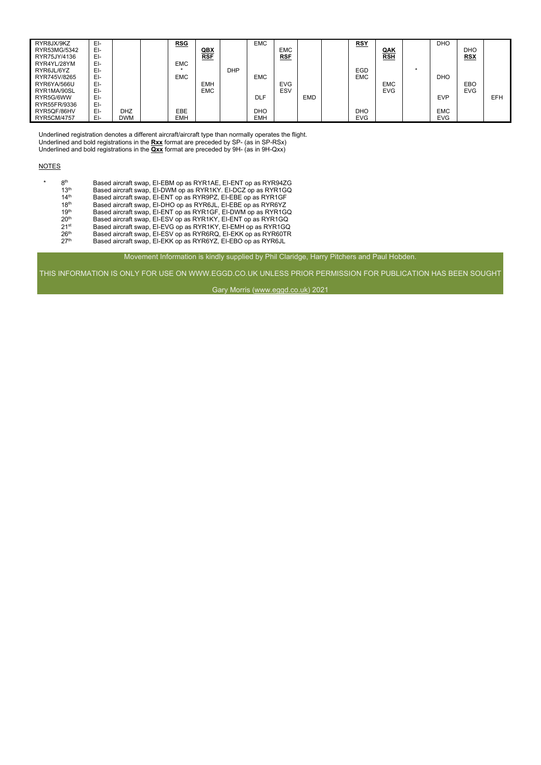| | | | | | | | | | | | | | | | | |
|---|---|---|---|---|---|---|---|---|---|---|---|---|---|---|---|---|
| RYR8JX/9KZ | EI- | | | **RSG** | | | EMC | | | | **RSY** | | | DHO | | |
| RYR53MG/5342 | EI- | | | | **QBX** | | | EMC | | | | **QAK** | | | DHO | |
| RYR75JY/4136 | EI- | | | | **RSF** | | | **RSF** | | | | **RSH** | | | **RSX** | |
| RYR4YL/28YM | EI- | | | EMC | | | | | | | | | | | | |
| RYR6JL/6YZ | EI- | | | * | | DHP | | | | | EGD | | * | | | |
| RYR745V/8265 | EI- | | | EMC | | | EMC | | | | EMC | | | DHO | | |
| RYR6YA/566U | EI- | | | | EMH | | | EVG | | | | EMC | | | EBO | |
| RYR1MA/90SL | EI- | | | | EMC | | | ESV | | | | EVG | | | EVG | |
| RYR5G/6WW | EI- | | | | | | DLF | | EMD | | | | | EVP | | EFH |
| RYR55FR/9336 | EI- | | | | | | | | | | | | | | | |
| RYR5QF/86HV | EI- | DHZ | | EBE | | | DHO | | | | DHO | | | EMC | | |
| RYR5CM/4757 | EI- | DWM | | EMH | | | EMH | | | | EVG | | | EVG | | |

Underlined registration denotes a different aircraft/aircraft type than normally operates the flight.
Underlined and bold registrations in the **Rxx** format are preceded by SP- (as in SP-RSx)
Underlined and bold registrations in the **Qxx** format are preceded by 9H- (as in 9H-Qxx)

NOTES

| | | |
|---|---|---|
| * | 8th | Based aircraft swap, EI-EBM op as RYR1AE, EI-ENT op as RYR94ZG |
| | 13th | Based aircraft swap, EI-DWM op as RYR1KY. EI-DCZ op as RYR1GQ |
| | 14th | Based aircraft swap, EI-ENT op as RYR9PZ, EI-EBE op as RYR1GF |
| | 18th | Based aircraft swap, EI-DHO op as RYR6JL, EI-EBE op as RYR6YZ |
| | 19th | Based aircraft swap, EI-ENT op as RYR1GF, EI-DWM op as RYR1GQ |
| | 20th | Based aircraft swap, EI-ESV op as RYR1KY, EI-ENT op as RYR1GQ |
| | 21st | Based aircraft swap, EI-EVG op as RYR1KY, EI-EMH op as RYR1GQ |
| | 26th | Based aircraft swap, EI-ESV op as RYR6RQ, EI-EKK op as RYR60TR |
| | 27th | Based aircraft swap, EI-EKK op as RYR6YZ, EI-EBO op as RYR6JL |

Movement Information is kindly supplied by Phil Claridge, Harry Pitchers and Paul Hobden.

THIS INFORMATION IS ONLY FOR USE ON WWW.EGGD.CO.UK UNLESS PRIOR PERMISSION FOR PUBLICATION HAS BEEN SOUGHT

Gary Morris (www.eggd.co.uk) 2021